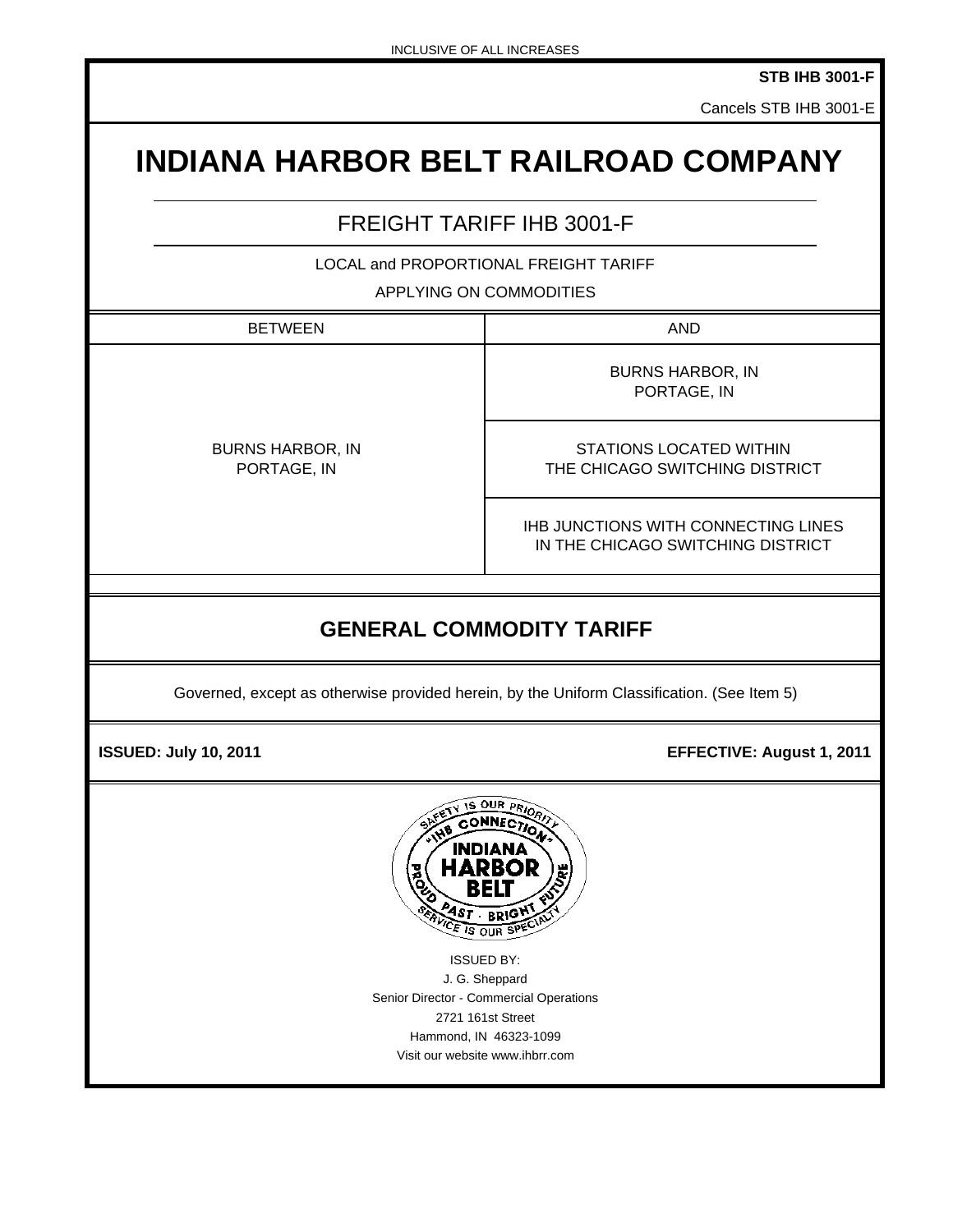INCLUSIVE OF ALL INCREASES

**STB IHB 3001-F**

Cancels STB IHB 3001-E

# INDIANA HARBOR BELT RAILROAD COMPANY

## FREIGHT TARIFF IHB 3001-F

LOCAL and PROPORTIONAL FREIGHT TARIFF

APPLYING ON COMMODITIES

| BETWEEN | AND |
|---|---|
| BURNS HARBOR, IN<br>PORTAGE, IN | BURNS HARBOR, IN<br>PORTAGE, IN |
| | STATIONS LOCATED WITHIN<br>THE CHICAGO SWITCHING DISTRICT |
| | IHB JUNCTIONS WITH CONNECTING LINES<br>IN THE CHICAGO SWITCHING DISTRICT |

## GENERAL COMMODITY TARIFF

Governed, except as otherwise provided herein, by the Uniform Classification. (See Item 5)

**ISSUED: July 10, 2011** **EFFECTIVE: August 1, 2011**

SAFETY IS OUR PRIORITY
"IHB CONNECTION"
INDIANA HARBOR BELT
PROUD PAST · BRIGHT FUTURE
SERVICE IS OUR SPECIALTY

ISSUED BY:
J. G. Sheppard
Senior Director - Commercial Operations
2721 161st Street
Hammond, IN 46323-1099
Visit our website www.ihbrr.com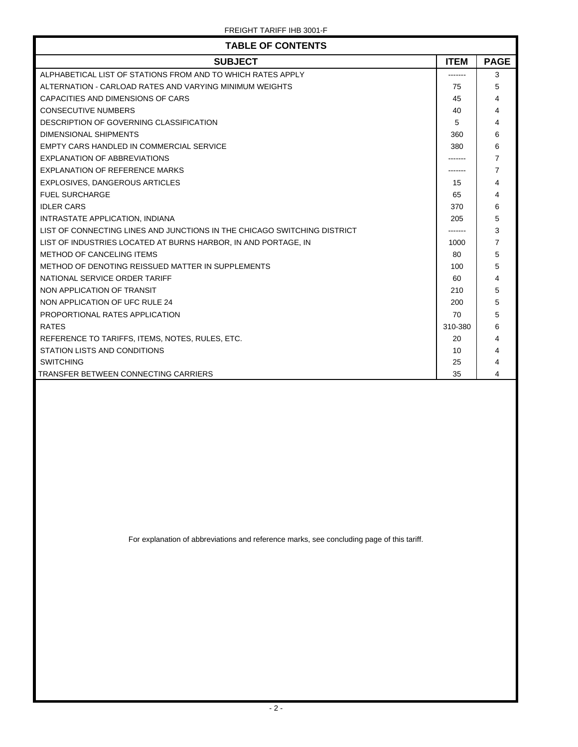## TABLE OF CONTENTS

| SUBJECT | ITEM | PAGE |
|---|---|---|
| ALPHABETICAL LIST OF STATIONS FROM AND TO WHICH RATES APPLY | ------- | 3 |
| ALTERNATION - CARLOAD RATES AND VARYING MINIMUM WEIGHTS | 75 | 5 |
| CAPACITIES AND DIMENSIONS OF CARS | 45 | 4 |
| CONSECUTIVE NUMBERS | 40 | 4 |
| DESCRIPTION OF GOVERNING CLASSIFICATION | 5 | 4 |
| DIMENSIONAL SHIPMENTS | 360 | 6 |
| EMPTY CARS HANDLED IN COMMERCIAL SERVICE | 380 | 6 |
| EXPLANATION OF ABBREVIATIONS | ------- | 7 |
| EXPLANATION OF REFERENCE MARKS | ------- | 7 |
| EXPLOSIVES, DANGEROUS ARTICLES | 15 | 4 |
| FUEL SURCHARGE | 65 | 4 |
| IDLER CARS | 370 | 6 |
| INTRASTATE APPLICATION, INDIANA | 205 | 5 |
| LIST OF CONNECTING LINES AND JUNCTIONS IN THE CHICAGO SWITCHING DISTRICT | ------- | 3 |
| LIST OF INDUSTRIES LOCATED AT BURNS HARBOR, IN AND PORTAGE, IN | 1000 | 7 |
| METHOD OF CANCELING ITEMS | 80 | 5 |
| METHOD OF DENOTING REISSUED MATTER IN SUPPLEMENTS | 100 | 5 |
| NATIONAL SERVICE ORDER TARIFF | 60 | 4 |
| NON APPLICATION OF TRANSIT | 210 | 5 |
| NON APPLICATION OF UFC RULE 24 | 200 | 5 |
| PROPORTIONAL RATES APPLICATION | 70 | 5 |
| RATES | 310-380 | 6 |
| REFERENCE TO TARIFFS, ITEMS, NOTES, RULES, ETC. | 20 | 4 |
| STATION LISTS AND CONDITIONS | 10 | 4 |
| SWITCHING | 25 | 4 |
| TRANSFER BETWEEN CONNECTING CARRIERS | 35 | 4 |

For explanation of abbreviations and reference marks, see concluding page of this tariff.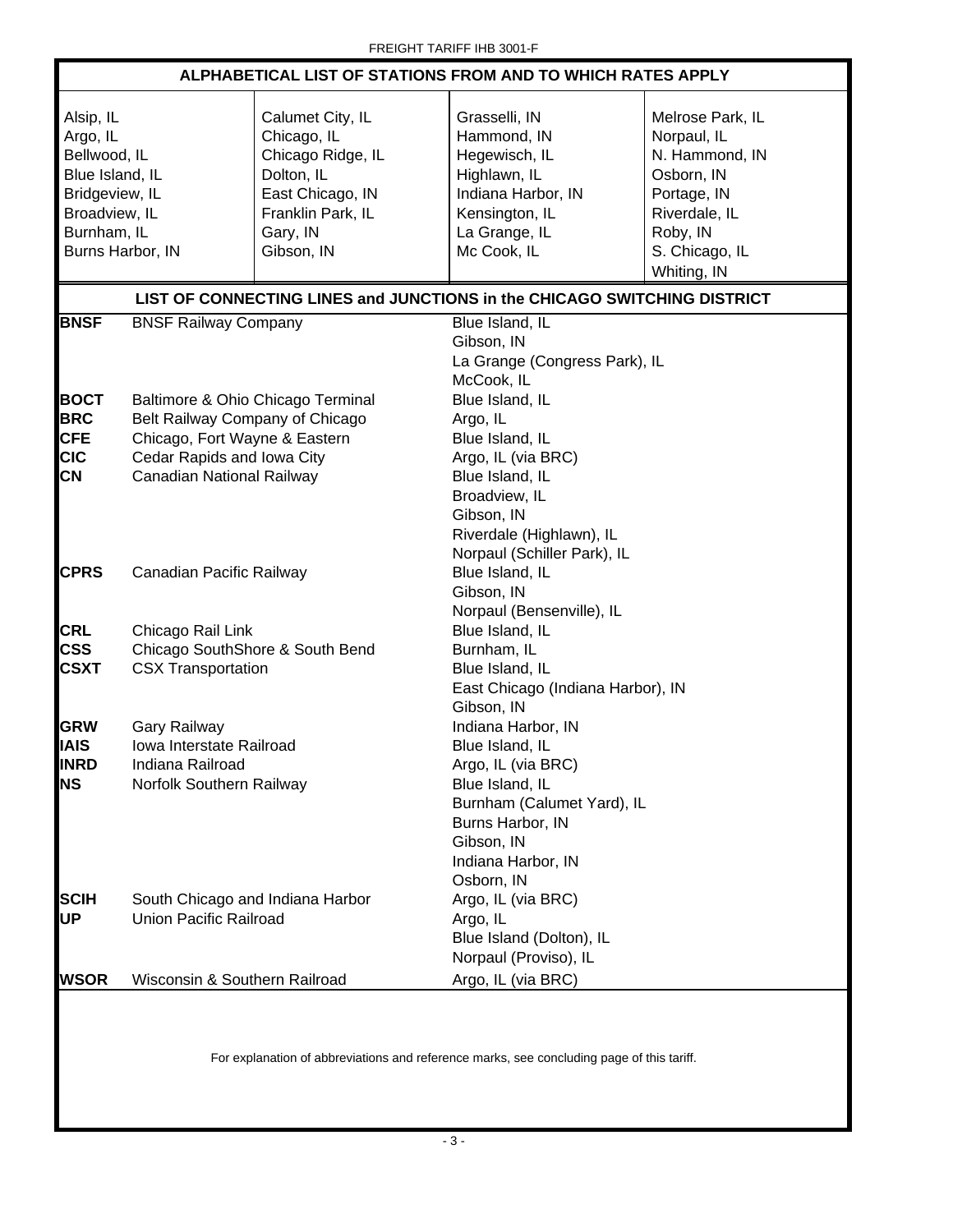## ALPHABETICAL LIST OF STATIONS FROM AND TO WHICH RATES APPLY

| | | | |
|---|---|---|---|
| Alsip, IL | Calumet City, IL | Grasselli, IN | Melrose Park, IL |
| Argo, IL | Chicago, IL | Hammond, IN | Norpaul, IL |
| Bellwood, IL | Chicago Ridge, IL | Hegewisch, IL | N. Hammond, IN |
| Blue Island, IL | Dolton, IL | Highlawn, IL | Osborn, IN |
| Bridgeview, IL | East Chicago, IN | Indiana Harbor, IN | Portage, IN |
| Broadview, IL | Franklin Park, IL | Kensington, IL | Riverdale, IL |
| Burnham, IL | Gary, IN | La Grange, IL | Roby, IN |
| Burns Harbor, IN | Gibson, IN | Mc Cook, IL | S. Chicago, IL |
| | | | Whiting, IN |

## LIST OF CONNECTING LINES and JUNCTIONS in the CHICAGO SWITCHING DISTRICT

| | | |
|---|---|---|
| **BNSF** | BNSF Railway Company | Blue Island, IL |
| | | Gibson, IN |
| | | La Grange (Congress Park), IL |
| | | McCook, IL |
| **BOCT** | Baltimore & Ohio Chicago Terminal | Blue Island, IL |
| **BRC** | Belt Railway Company of Chicago | Argo, IL |
| **CFE** | Chicago, Fort Wayne & Eastern | Blue Island, IL |
| **CIC** | Cedar Rapids and Iowa City | Argo, IL (via BRC) |
| **CN** | Canadian National Railway | Blue Island, IL |
| | | Broadview, IL |
| | | Gibson, IN |
| | | Riverdale (Highlawn), IL |
| | | Norpaul (Schiller Park), IL |
| **CPRS** | Canadian Pacific Railway | Blue Island, IL |
| | | Gibson, IN |
| | | Norpaul (Bensenville), IL |
| **CRL** | Chicago Rail Link | Blue Island, IL |
| **CSS** | Chicago SouthShore & South Bend | Burnham, IL |
| **CSXT** | CSX Transportation | Blue Island, IL |
| | | East Chicago (Indiana Harbor), IN |
| | | Gibson, IN |
| **GRW** | Gary Railway | Indiana Harbor, IN |
| **IAIS** | Iowa Interstate Railroad | Blue Island, IL |
| **INRD** | Indiana Railroad | Argo, IL (via BRC) |
| **NS** | Norfolk Southern Railway | Blue Island, IL |
| | | Burnham (Calumet Yard), IL |
| | | Burns Harbor, IN |
| | | Gibson, IN |
| | | Indiana Harbor, IN |
| | | Osborn, IN |
| **SCIH** | South Chicago and Indiana Harbor | Argo, IL (via BRC) |
| **UP** | Union Pacific Railroad | Argo, IL |
| | | Blue Island (Dolton), IL |
| | | Norpaul (Proviso), IL |
| **WSOR** | Wisconsin & Southern Railroad | Argo, IL (via BRC) |

For explanation of abbreviations and reference marks, see concluding page of this tariff.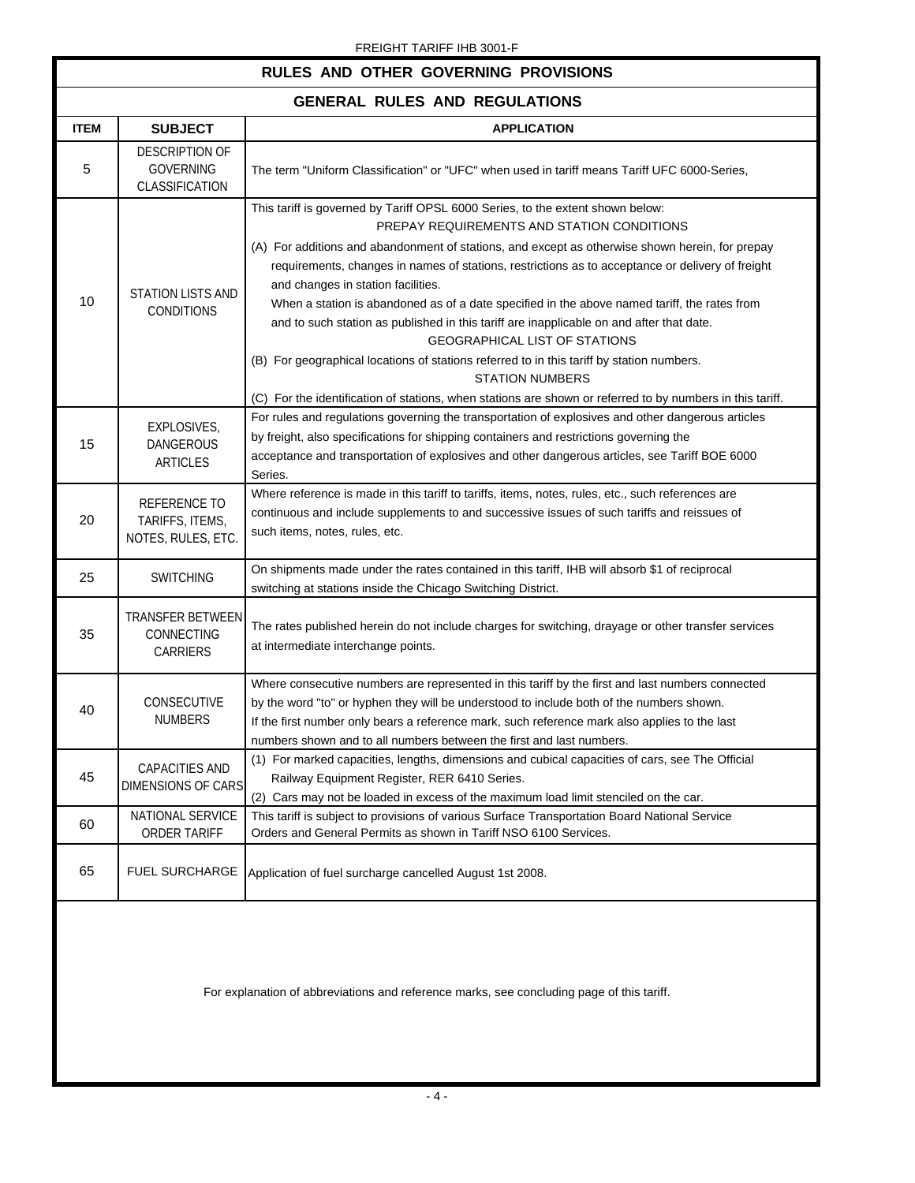## RULES AND OTHER GOVERNING PROVISIONS

### GENERAL RULES AND REGULATIONS

| ITEM | SUBJECT | APPLICATION |
|---|---|---|
| 5 | DESCRIPTION OF GOVERNING CLASSIFICATION | The term "Uniform Classification" or "UFC" when used in tariff means Tariff UFC 6000-Series, |
| 10 | STATION LISTS AND CONDITIONS | This tariff is governed by Tariff OPSL 6000 Series, to the extent shown below:<br>PREPAY REQUIREMENTS AND STATION CONDITIONS<br>(A) For additions and abandonment of stations, and except as otherwise shown herein, for prepay requirements, changes in names of stations, restrictions as to acceptance or delivery of freight and changes in station facilities.<br>When a station is abandoned as of a date specified in the above named tariff, the rates from and to such station as published in this tariff are inapplicable on and after that date.<br>GEOGRAPHICAL LIST OF STATIONS<br>(B) For geographical locations of stations referred to in this tariff by station numbers.<br>STATION NUMBERS<br>(C) For the identification of stations, when stations are shown or referred to by numbers in this tariff. |
| 15 | EXPLOSIVES, DANGEROUS ARTICLES | For rules and regulations governing the transportation of explosives and other dangerous articles by freight, also specifications for shipping containers and restrictions governing the acceptance and transportation of explosives and other dangerous articles, see Tariff BOE 6000 Series. |
| 20 | REFERENCE TO TARIFFS, ITEMS, NOTES, RULES, ETC. | Where reference is made in this tariff to tariffs, items, notes, rules, etc., such references are continuous and include supplements to and successive issues of such tariffs and reissues of such items, notes, rules, etc. |
| 25 | SWITCHING | On shipments made under the rates contained in this tariff, IHB will absorb $1 of reciprocal switching at stations inside the Chicago Switching District. |
| 35 | TRANSFER BETWEEN CONNECTING CARRIERS | The rates published herein do not include charges for switching, drayage or other transfer services at intermediate interchange points. |
| 40 | CONSECUTIVE NUMBERS | Where consecutive numbers are represented in this tariff by the first and last numbers connected by the word "to" or hyphen they will be understood to include both of the numbers shown.<br>If the first number only bears a reference mark, such reference mark also applies to the last numbers shown and to all numbers between the first and last numbers. |
| 45 | CAPACITIES AND DIMENSIONS OF CARS | (1) For marked capacities, lengths, dimensions and cubical capacities of cars, see The Official Railway Equipment Register, RER 6410 Series.<br>(2) Cars may not be loaded in excess of the maximum load limit stenciled on the car. |
| 60 | NATIONAL SERVICE ORDER TARIFF | This tariff is subject to provisions of various Surface Transportation Board National Service Orders and General Permits as shown in Tariff NSO 6100 Services. |
| 65 | FUEL SURCHARGE | Application of fuel surcharge cancelled August 1st 2008. |

For explanation of abbreviations and reference marks, see concluding page of this tariff.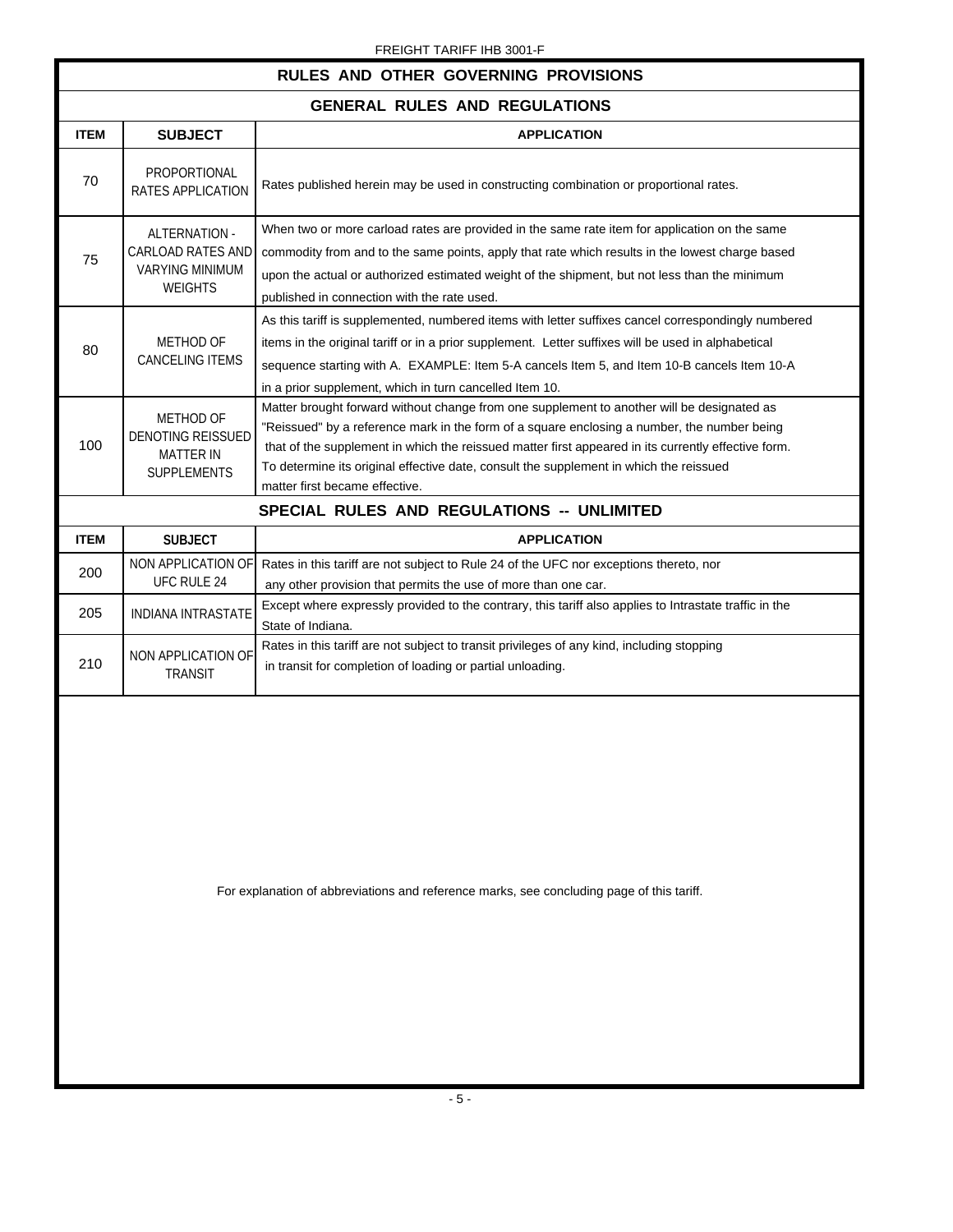## RULES AND OTHER GOVERNING PROVISIONS

### GENERAL RULES AND REGULATIONS

| ITEM | SUBJECT | APPLICATION |
|---|---|---|
| 70 | PROPORTIONAL RATES APPLICATION | Rates published herein may be used in constructing combination or proportional rates. |
| 75 | ALTERNATION - CARLOAD RATES AND VARYING MINIMUM WEIGHTS | When two or more carload rates are provided in the same rate item for application on the same commodity from and to the same points, apply that rate which results in the lowest charge based upon the actual or authorized estimated weight of the shipment, but not less than the minimum published in connection with the rate used. |
| 80 | METHOD OF CANCELING ITEMS | As this tariff is supplemented, numbered items with letter suffixes cancel correspondingly numbered items in the original tariff or in a prior supplement. Letter suffixes will be used in alphabetical sequence starting with A. EXAMPLE: Item 5-A cancels Item 5, and Item 10-B cancels Item 10-A in a prior supplement, which in turn cancelled Item 10. |
| 100 | METHOD OF DENOTING REISSUED MATTER IN SUPPLEMENTS | Matter brought forward without change from one supplement to another will be designated as "Reissued" by a reference mark in the form of a square enclosing a number, the number being that of the supplement in which the reissued matter first appeared in its currently effective form. To determine its original effective date, consult the supplement in which the reissued matter first became effective. |

### SPECIAL RULES AND REGULATIONS -- UNLIMITED

| ITEM | SUBJECT | APPLICATION |
|---|---|---|
| 200 | NON APPLICATION OF UFC RULE 24 | Rates in this tariff are not subject to Rule 24 of the UFC nor exceptions thereto, nor any other provision that permits the use of more than one car. |
| 205 | INDIANA INTRASTATE | Except where expressly provided to the contrary, this tariff also applies to Intrastate traffic in the State of Indiana. |
| 210 | NON APPLICATION OF TRANSIT | Rates in this tariff are not subject to transit privileges of any kind, including stopping in transit for completion of loading or partial unloading. |

For explanation of abbreviations and reference marks, see concluding page of this tariff.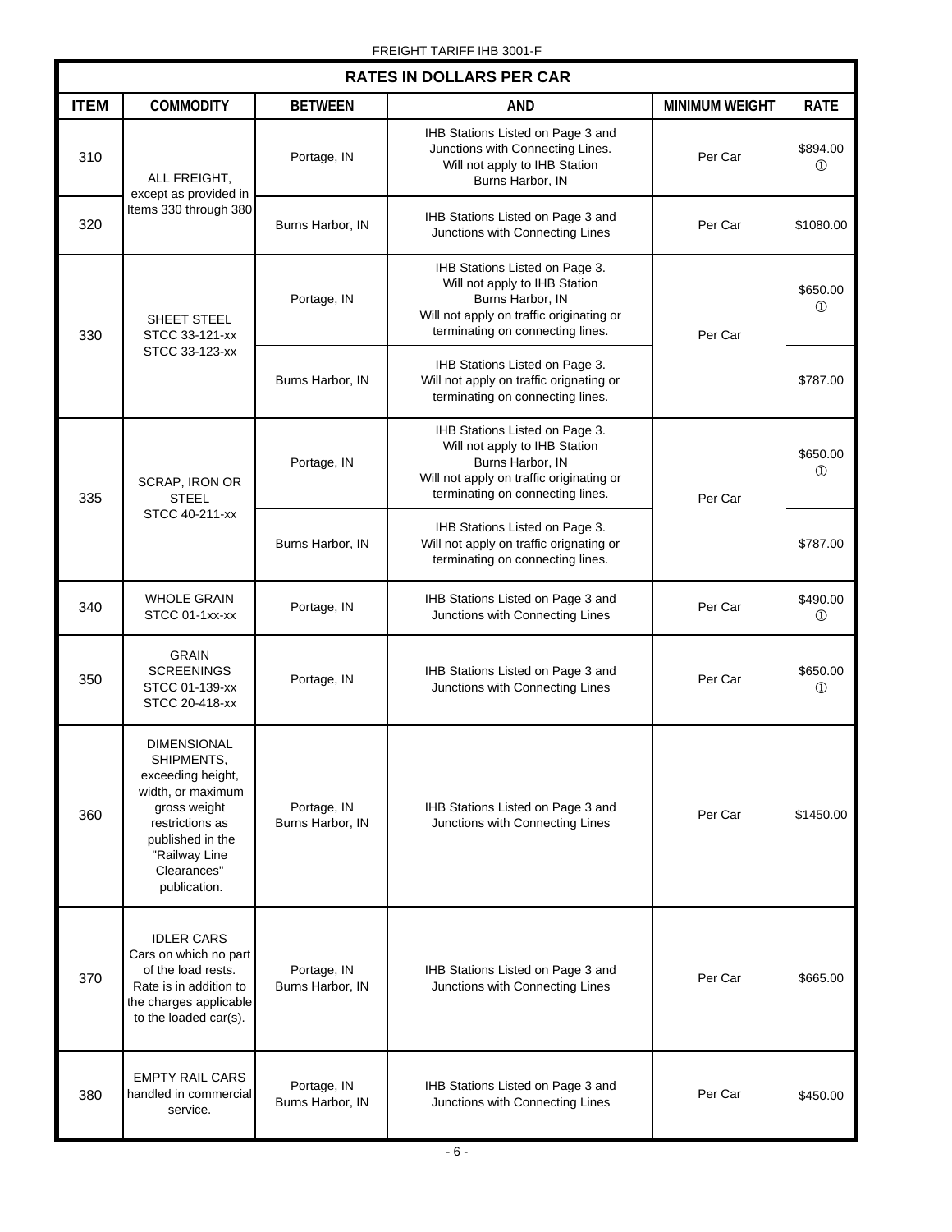FREIGHT TARIFF IHB 3001-F

| RATES IN DOLLARS PER CAR | | | | | |
|---|---|---|---|---|---|
| **ITEM** | **COMMODITY** | **BETWEEN** | **AND** | **MINIMUM WEIGHT** | **RATE** |
| 310 | ALL FREIGHT, except as provided in Items 330 through 380 | Portage, IN | IHB Stations Listed on Page 3 and Junctions with Connecting Lines. Will not apply to IHB Station Burns Harbor, IN | Per Car | $894.00 ① |
| 320 | ALL FREIGHT, except as provided in Items 330 through 380 | Burns Harbor, IN | IHB Stations Listed on Page 3 and Junctions with Connecting Lines | Per Car | $1080.00 |
| 330 | SHEET STEEL STCC 33-121-xx STCC 33-123-xx | Portage, IN | IHB Stations Listed on Page 3. Will not apply to IHB Station Burns Harbor, IN Will not apply on traffic originating or terminating on connecting lines. | Per Car | $650.00 ① |
| | | Burns Harbor, IN | IHB Stations Listed on Page 3. Will not apply on traffic orignating or terminating on connecting lines. | | $787.00 |
| 335 | SCRAP, IRON OR STEEL STCC 40-211-xx | Portage, IN | IHB Stations Listed on Page 3. Will not apply to IHB Station Burns Harbor, IN Will not apply on traffic originating or terminating on connecting lines. | Per Car | $650.00 ① |
| | | Burns Harbor, IN | IHB Stations Listed on Page 3. Will not apply on traffic orignating or terminating on connecting lines. | | $787.00 |
| 340 | WHOLE GRAIN STCC 01-1xx-xx | Portage, IN | IHB Stations Listed on Page 3 and Junctions with Connecting Lines | Per Car | $490.00 ① |
| 350 | GRAIN SCREENINGS STCC 01-139-xx STCC 20-418-xx | Portage, IN | IHB Stations Listed on Page 3 and Junctions with Connecting Lines | Per Car | $650.00 ① |
| 360 | DIMENSIONAL SHIPMENTS, exceeding height, width, or maximum gross weight restrictions as published in the "Railway Line Clearances" publication. | Portage, IN Burns Harbor, IN | IHB Stations Listed on Page 3 and Junctions with Connecting Lines | Per Car | $1450.00 |
| 370 | IDLER CARS Cars on which no part of the load rests. Rate is in addition to the charges applicable to the loaded car(s). | Portage, IN Burns Harbor, IN | IHB Stations Listed on Page 3 and Junctions with Connecting Lines | Per Car | $665.00 |
| 380 | EMPTY RAIL CARS handled in commercial service. | Portage, IN Burns Harbor, IN | IHB Stations Listed on Page 3 and Junctions with Connecting Lines | Per Car | $450.00 |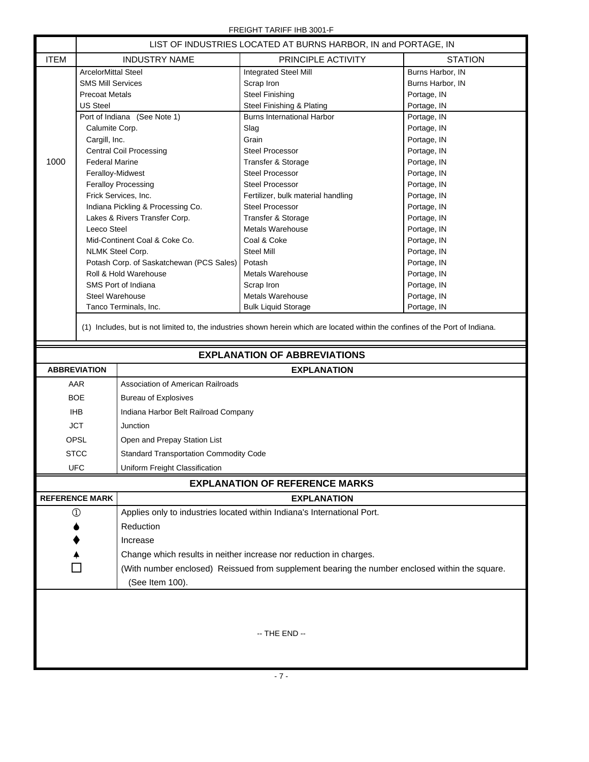| ITEM | LIST OF INDUSTRIES LOCATED AT BURNS HARBOR, IN and PORTAGE, IN | | |
|---|---|---|---|
| | INDUSTRY NAME | PRINCIPLE ACTIVITY | STATION |
| 1000 | ArcelorMittal Steel | Integrated Steel Mill | Burns Harbor, IN |
| | SMS Mill Services | Scrap Iron | Burns Harbor, IN |
| | Precoat Metals | Steel Finishing | Portage, IN |
| | US Steel | Steel Finishing & Plating | Portage, IN |
| | Port of Indiana (See Note 1) | Burns International Harbor | Portage, IN |
| | Calumite Corp. | Slag | Portage, IN |
| | Cargill, Inc. | Grain | Portage, IN |
| | Central Coil Processing | Steel Processor | Portage, IN |
| | Federal Marine | Transfer & Storage | Portage, IN |
| | Feralloy-Midwest | Steel Processor | Portage, IN |
| | Feralloy Processing | Steel Processor | Portage, IN |
| | Frick Services, Inc. | Fertilizer, bulk material handling | Portage, IN |
| | Indiana Pickling & Processing Co. | Steel Processor | Portage, IN |
| | Lakes & Rivers Transfer Corp. | Transfer & Storage | Portage, IN |
| | Leeco Steel | Metals Warehouse | Portage, IN |
| | Mid-Continent Coal & Coke Co. | Coal & Coke | Portage, IN |
| | NLMK Steel Corp. | Steel Mill | Portage, IN |
| | Potash Corp. of Saskatchewan (PCS Sales) | Potash | Portage, IN |
| | Roll & Hold Warehouse | Metals Warehouse | Portage, IN |
| | SMS Port of Indiana | Scrap Iron | Portage, IN |
| | Steel Warehouse | Metals Warehouse | Portage, IN |
| | Tanco Terminals, Inc. | Bulk Liquid Storage | Portage, IN |

(1) Includes, but is not limited to, the industries shown herein which are located within the confines of the Port of Indiana.

## EXPLANATION OF ABBREVIATIONS

| ABBREVIATION | EXPLANATION |
|---|---|
| AAR | Association of American Railroads |
| BOE | Bureau of Explosives |
| IHB | Indiana Harbor Belt Railroad Company |
| JCT | Junction |
| OPSL | Open and Prepay Station List |
| STCC | Standard Transportation Commodity Code |
| UFC | Uniform Freight Classification |

## EXPLANATION OF REFERENCE MARKS

| REFERENCE MARK | EXPLANATION |
|---|---|
| ① | Applies only to industries located within Indiana's International Port. |
| ● | Reduction |
| ◆ | Increase |
| ▲ | Change which results in neither increase nor reduction in charges. |
| ☐ | (With number enclosed) Reissued from supplement bearing the number enclosed within the square. (See Item 100). |

-- THE END --